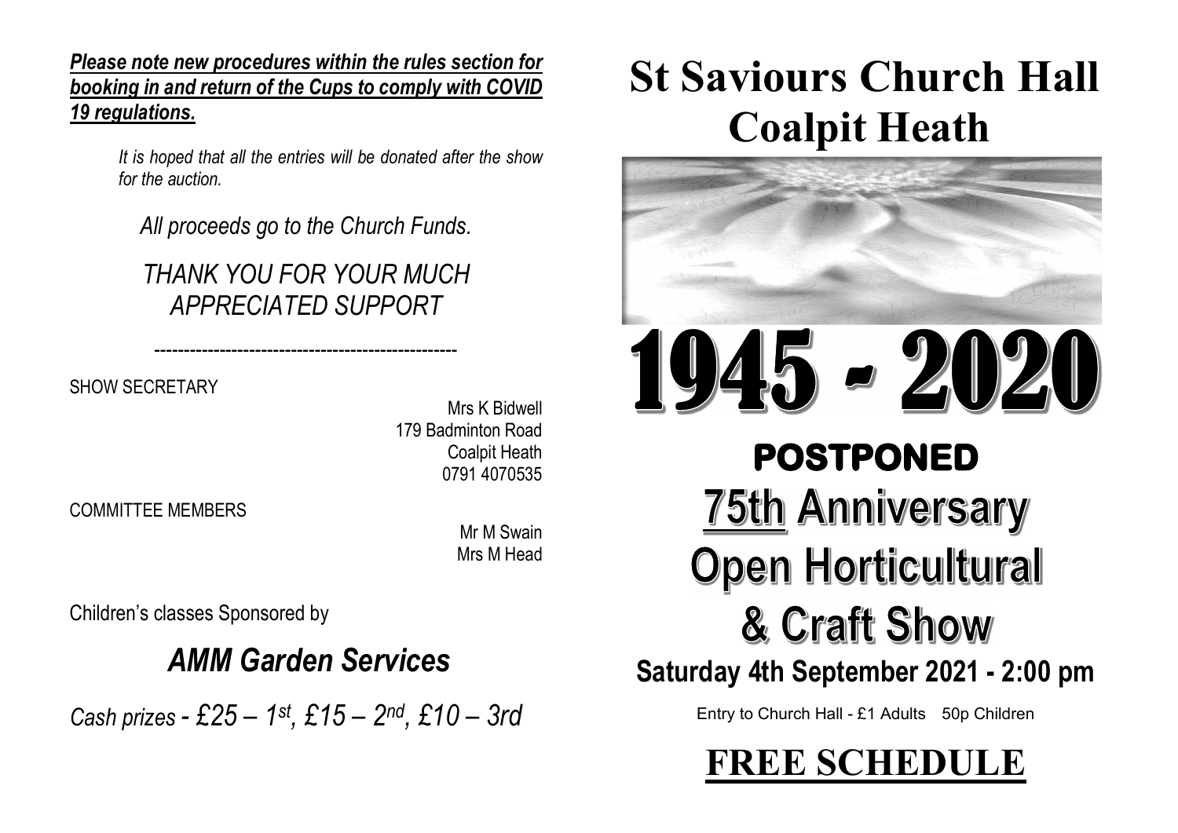***Please note new procedures within the rules section for booking in and return of the Cups to comply with COVID 19 regulations.***

*It is hoped that all the entries will be donated after the show for the auction.*

*All proceeds go to the Church Funds.*

*THANK YOU FOR YOUR MUCH APPRECIATED SUPPORT*

---

SHOW SECRETARY

Mrs K Bidwell
179 Badminton Road
Coalpit Heath
0791 4070535

COMMITTEE MEMBERS

Mr M Swain
Mrs M Head

Children's classes Sponsored by

## *AMM Garden Services*

*Cash prizes - £25 – 1st, £15 – 2nd, £10 – 3rd*

# St Saviours Church Hall Coalpit Heath

# 1945 - 2020

## POSTPONED

## 75th Anniversary Open Horticultural & Craft Show

### Saturday 4th September 2021 - 2:00 pm

Entry to Church Hall - £1 Adults 50p Children

## FREE SCHEDULE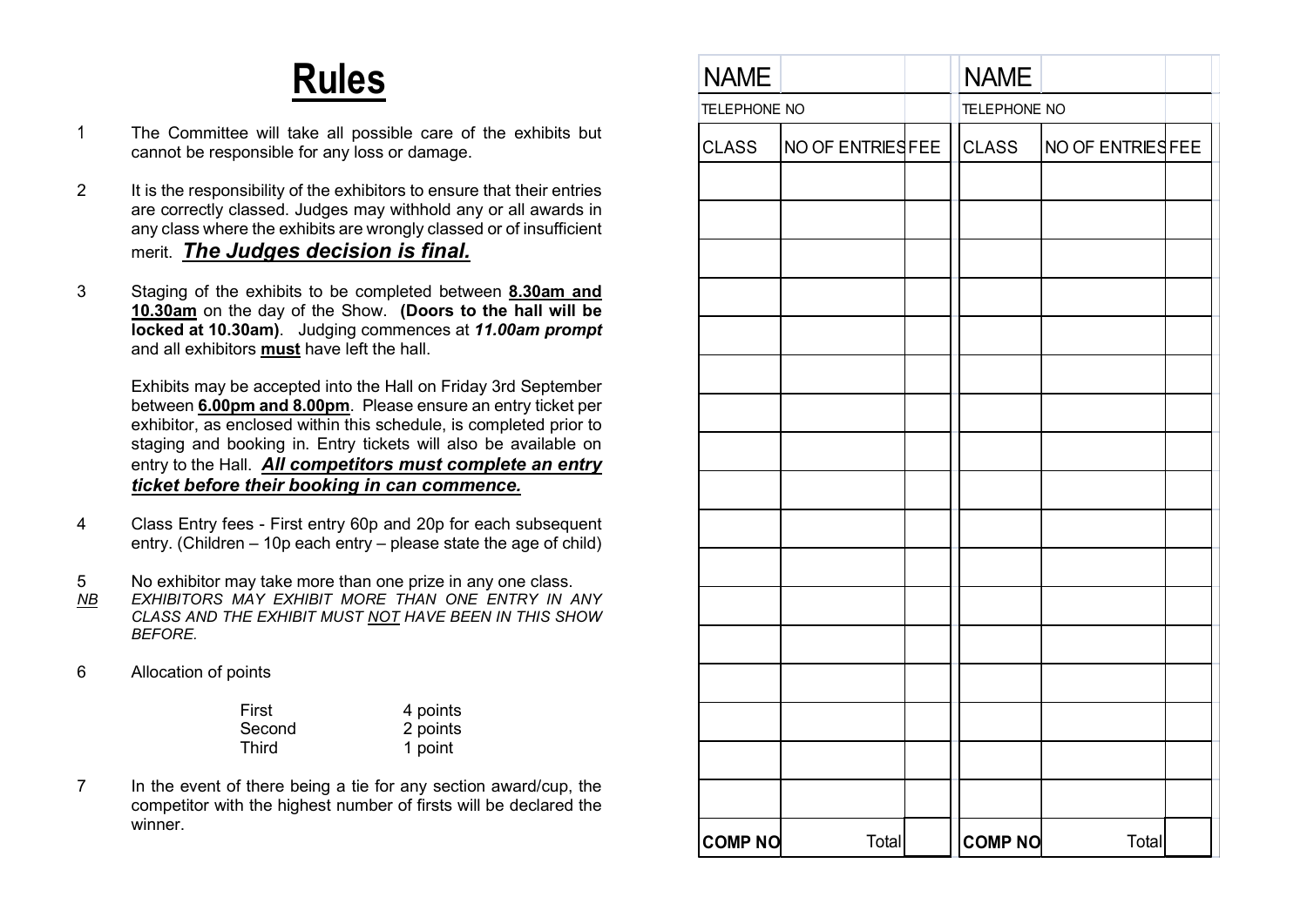# Rules

1. The Committee will take all possible care of the exhibits but cannot be responsible for any loss or damage.

2. It is the responsibility of the exhibitors to ensure that their entries are correctly classed. Judges may withhold any or all awards in any class where the exhibits are wrongly classed or of insufficient merit. ***The Judges decision is final.***

3. Staging of the exhibits to be completed between **8.30am and 10.30am** on the day of the Show. **(Doors to the hall will be locked at 10.30am)**. Judging commences at ***11.00am prompt*** and all exhibitors **must** have left the hall.

   Exhibits may be accepted into the Hall on Friday 3rd September between **6.00pm and 8.00pm**. Please ensure an entry ticket per exhibitor, as enclosed within this schedule, is completed prior to staging and booking in. Entry tickets will also be available on entry to the Hall. ***All competitors must complete an entry ticket before their booking in can commence.***

4. Class Entry fees - First entry 60p and 20p for each subsequent entry. (Children – 10p each entry – please state the age of child)

5. No exhibitor may take more than one prize in any one class.

*NB* *EXHIBITORS MAY EXHIBIT MORE THAN ONE ENTRY IN ANY CLASS AND THE EXHIBIT MUST NOT HAVE BEEN IN THIS SHOW BEFORE.*

6. Allocation of points

| | |
|---|---|
| First | 4 points |
| Second | 2 points |
| Third | 1 point |

7. In the event of there being a tie for any section award/cup, the competitor with the highest number of firsts will be declared the winner.

| NAME | | |
|---|---|---|
| TELEPHONE NO | | |
| CLASS | NO OF ENTRIES | FEE |
| | | |
| | | |
| | | |
| | | |
| | | |
| | | |
| | | |
| | | |
| | | |
| | | |
| | | |
| | | |
| | | |
| | | |
| | | |
| | | |
| | | |
| **COMP NO** | Total | |

| NAME | | |
|---|---|---|
| TELEPHONE NO | | |
| CLASS | NO OF ENTRIES | FEE |
| | | |
| | | |
| | | |
| | | |
| | | |
| | | |
| | | |
| | | |
| | | |
| | | |
| | | |
| | | |
| | | |
| | | |
| | | |
| | | |
| | | |
| **COMP NO** | Total | |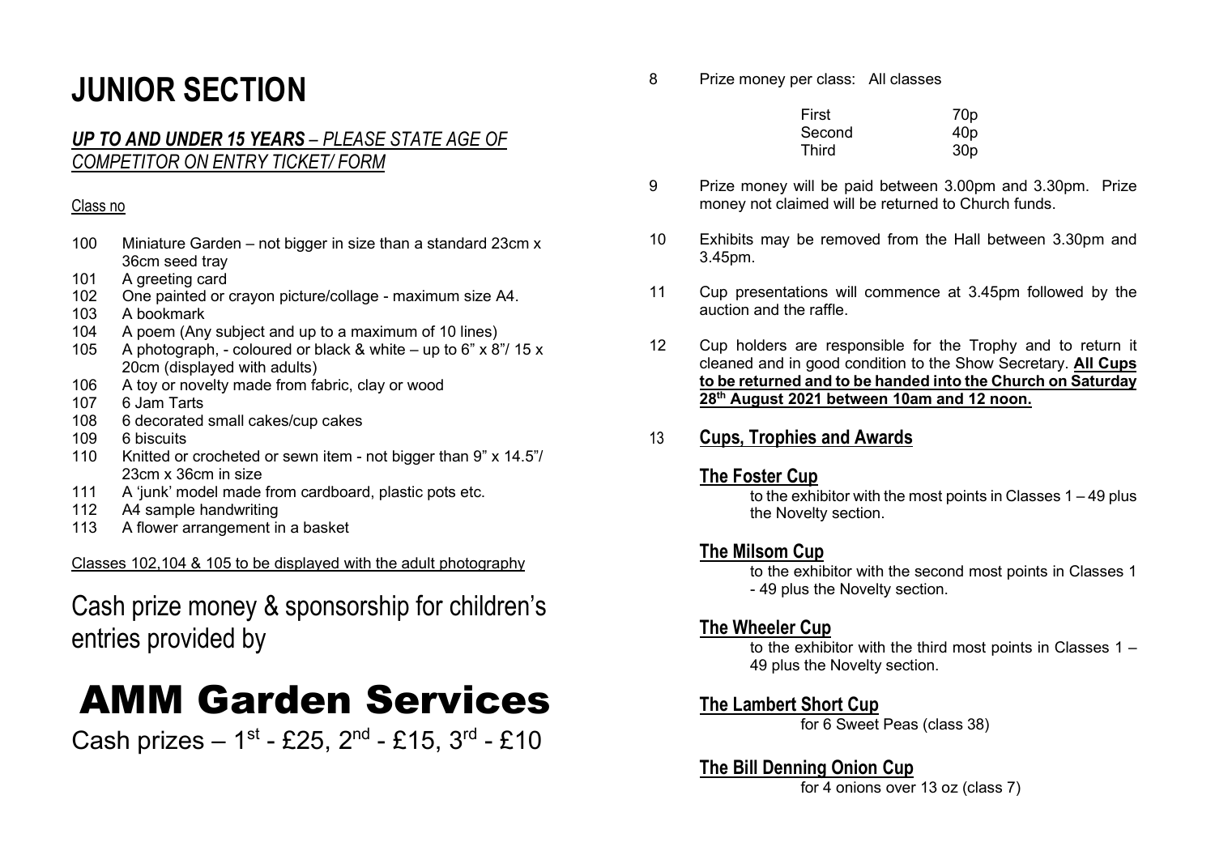# JUNIOR SECTION

***UP TO AND UNDER 15 YEARS*** *– PLEASE STATE AGE OF COMPETITOR ON ENTRY TICKET/ FORM*

Class no

- 100 Miniature Garden – not bigger in size than a standard 23cm x 36cm seed tray
- 101 A greeting card
- 102 One painted or crayon picture/collage - maximum size A4.
- 103 A bookmark
- 104 A poem (Any subject and up to a maximum of 10 lines)
- 105 A photograph, - coloured or black & white – up to 6" x 8"/ 15 x 20cm (displayed with adults)
- 106 A toy or novelty made from fabric, clay or wood
- 107 6 Jam Tarts
- 108 6 decorated small cakes/cup cakes
- 109 6 biscuits
- 110 Knitted or crocheted or sewn item - not bigger than 9" x 14.5"/ 23cm x 36cm in size
- 111 A 'junk' model made from cardboard, plastic pots etc.
- 112 A4 sample handwriting
- 113 A flower arrangement in a basket

Classes 102,104 & 105 to be displayed with the adult photography

Cash prize money & sponsorship for children's entries provided by

# AMM Garden Services

Cash prizes – 1st - £25, 2nd - £15, 3rd - £10

8 Prize money per class: All classes

| | |
|---|---|
| First | 70p |
| Second | 40p |
| Third | 30p |

9 Prize money will be paid between 3.00pm and 3.30pm. Prize money not claimed will be returned to Church funds.

10 Exhibits may be removed from the Hall between 3.30pm and 3.45pm.

11 Cup presentations will commence at 3.45pm followed by the auction and the raffle.

12 Cup holders are responsible for the Trophy and to return it cleaned and in good condition to the Show Secretary. **All Cups to be returned and to be handed into the Church on Saturday 28th August 2021 between 10am and 12 noon.**

13 **Cups, Trophies and Awards**

**The Foster Cup**
to the exhibitor with the most points in Classes 1 – 49 plus the Novelty section.

**The Milsom Cup**
to the exhibitor with the second most points in Classes 1 - 49 plus the Novelty section.

**The Wheeler Cup**
to the exhibitor with the third most points in Classes 1 – 49 plus the Novelty section.

**The Lambert Short Cup**
for 6 Sweet Peas (class 38)

**The Bill Denning Onion Cup**
for 4 onions over 13 oz (class 7)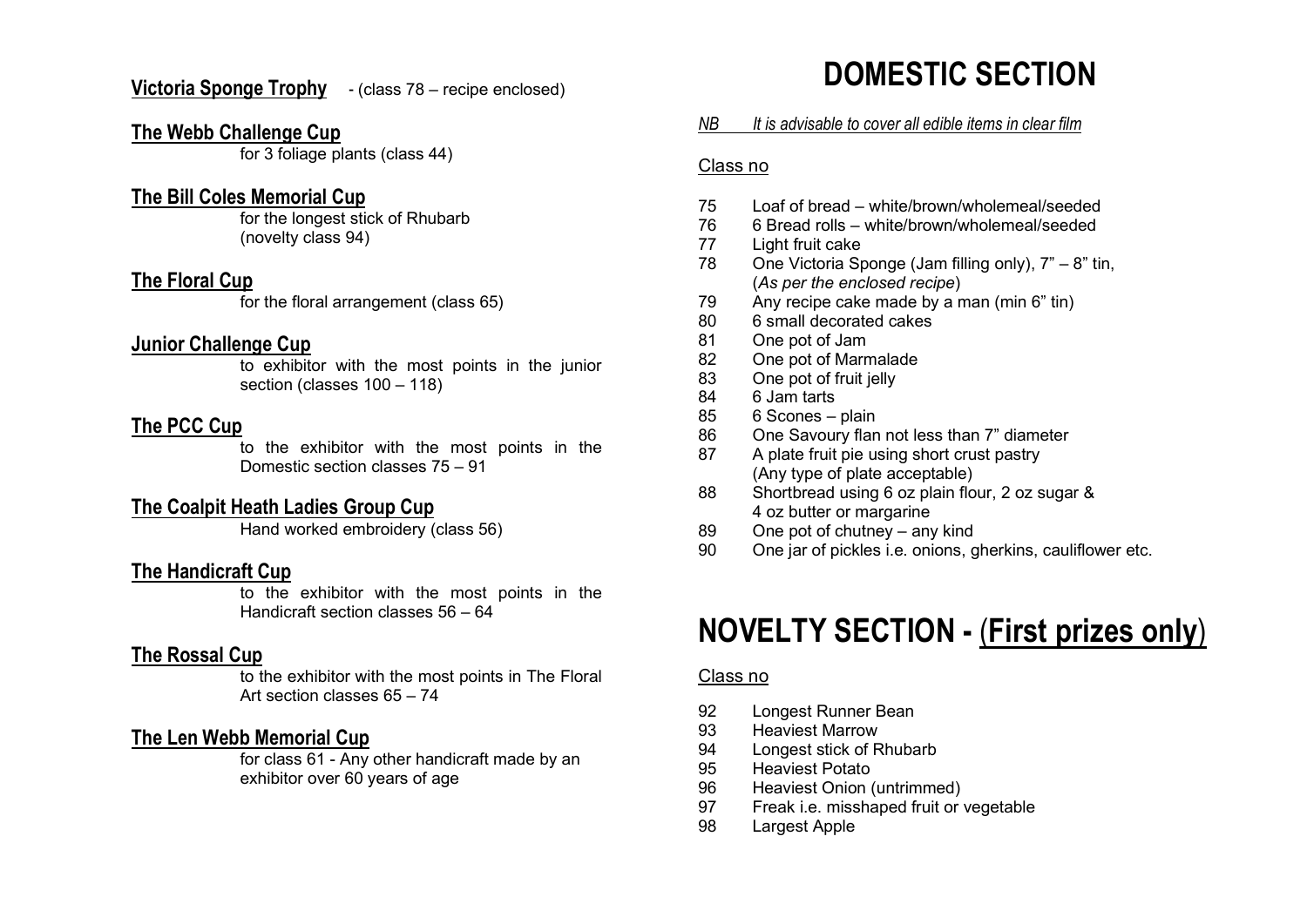**Victoria Sponge Trophy** - (class 78 – recipe enclosed)

**The Webb Challenge Cup**
for 3 foliage plants (class 44)

**The Bill Coles Memorial Cup**
for the longest stick of Rhubarb (novelty class 94)

**The Floral Cup**
for the floral arrangement (class 65)

**Junior Challenge Cup**
to exhibitor with the most points in the junior section (classes 100 – 118)

**The PCC Cup**
to the exhibitor with the most points in the Domestic section classes 75 – 91

**The Coalpit Heath Ladies Group Cup**
Hand worked embroidery (class 56)

**The Handicraft Cup**
to the exhibitor with the most points in the Handicraft section classes 56 – 64

**The Rossal Cup**
to the exhibitor with the most points in The Floral Art section classes 65 – 74

**The Len Webb Memorial Cup**
for class 61 - Any other handicraft made by an exhibitor over 60 years of age

# DOMESTIC SECTION

*NB It is advisable to cover all edible items in clear film*

Class no

75 Loaf of bread – white/brown/wholemeal/seeded
76 6 Bread rolls – white/brown/wholemeal/seeded
77 Light fruit cake
78 One Victoria Sponge (Jam filling only), 7" – 8" tin, (*As per the enclosed recipe*)
79 Any recipe cake made by a man (min 6" tin)
80 6 small decorated cakes
81 One pot of Jam
82 One pot of Marmalade
83 One pot of fruit jelly
84 6 Jam tarts
85 6 Scones – plain
86 One Savoury flan not less than 7" diameter
87 A plate fruit pie using short crust pastry (Any type of plate acceptable)
88 Shortbread using 6 oz plain flour, 2 oz sugar & 4 oz butter or margarine
89 One pot of chutney – any kind
90 One jar of pickles i.e. onions, gherkins, cauliflower etc.

# NOVELTY SECTION - (First prizes only)

Class no

92 Longest Runner Bean
93 Heaviest Marrow
94 Longest stick of Rhubarb
95 Heaviest Potato
96 Heaviest Onion (untrimmed)
97 Freak i.e. misshaped fruit or vegetable
98 Largest Apple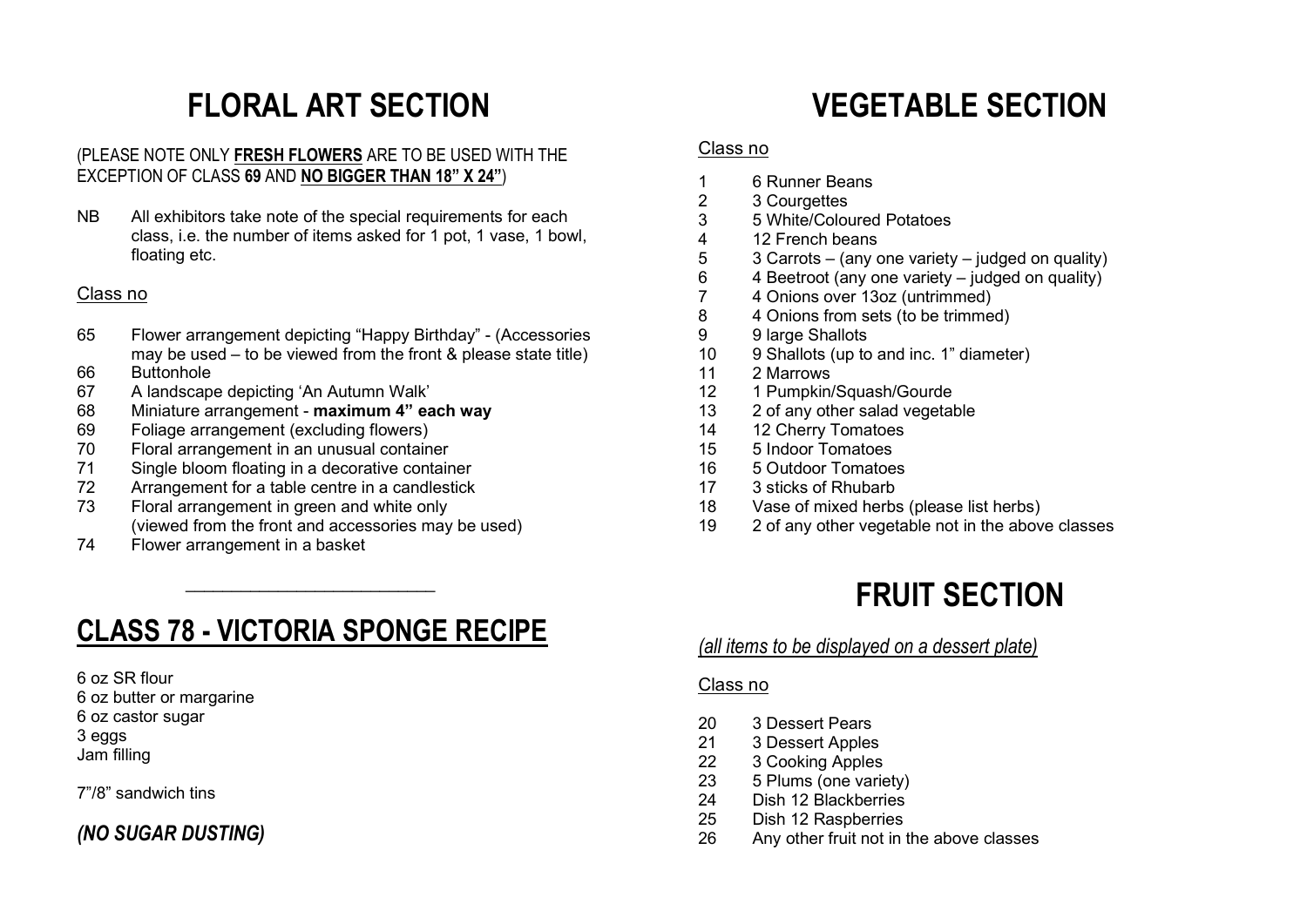# FLORAL ART SECTION

(PLEASE NOTE ONLY **<u>FRESH FLOWERS</u>** ARE TO BE USED WITH THE EXCEPTION OF CLASS **69** AND **<u>NO BIGGER THAN 18" X 24"</u>**)

NB All exhibitors take note of the special requirements for each class, i.e. the number of items asked for 1 pot, 1 vase, 1 bowl, floating etc.

<u>Class no</u>

65 Flower arrangement depicting "Happy Birthday" - (Accessories may be used – to be viewed from the front & please state title)
66 Buttonhole
67 A landscape depicting 'An Autumn Walk'
68 Miniature arrangement - **maximum 4" each way**
69 Foliage arrangement (excluding flowers)
70 Floral arrangement in an unusual container
71 Single bloom floating in a decorative container
72 Arrangement for a table centre in a candlestick
73 Floral arrangement in green and white only (viewed from the front and accessories may be used)
74 Flower arrangement in a basket

---

# <u>CLASS 78 - VICTORIA SPONGE RECIPE</u>

6 oz SR flour
6 oz butter or margarine
6 oz castor sugar
3 eggs
Jam filling

7"/8" sandwich tins

***(NO SUGAR DUSTING)***

# VEGETABLE SECTION

<u>Class no</u>

1 6 Runner Beans
2 3 Courgettes
3 5 White/Coloured Potatoes
4 12 French beans
5 3 Carrots – (any one variety – judged on quality)
6 4 Beetroot (any one variety – judged on quality)
7 4 Onions over 13oz (untrimmed)
8 4 Onions from sets (to be trimmed)
9 9 large Shallots
10 9 Shallots (up to and inc. 1" diameter)
11 2 Marrows
12 1 Pumpkin/Squash/Gourde
13 2 of any other salad vegetable
14 12 Cherry Tomatoes
15 5 Indoor Tomatoes
16 5 Outdoor Tomatoes
17 3 sticks of Rhubarb
18 Vase of mixed herbs (please list herbs)
19 2 of any other vegetable not in the above classes

# FRUIT SECTION

*<u>(all items to be displayed on a dessert plate)</u>*

<u>Class no</u>

20 3 Dessert Pears
21 3 Dessert Apples
22 3 Cooking Apples
23 5 Plums (one variety)
24 Dish 12 Blackberries
25 Dish 12 Raspberries
26 Any other fruit not in the above classes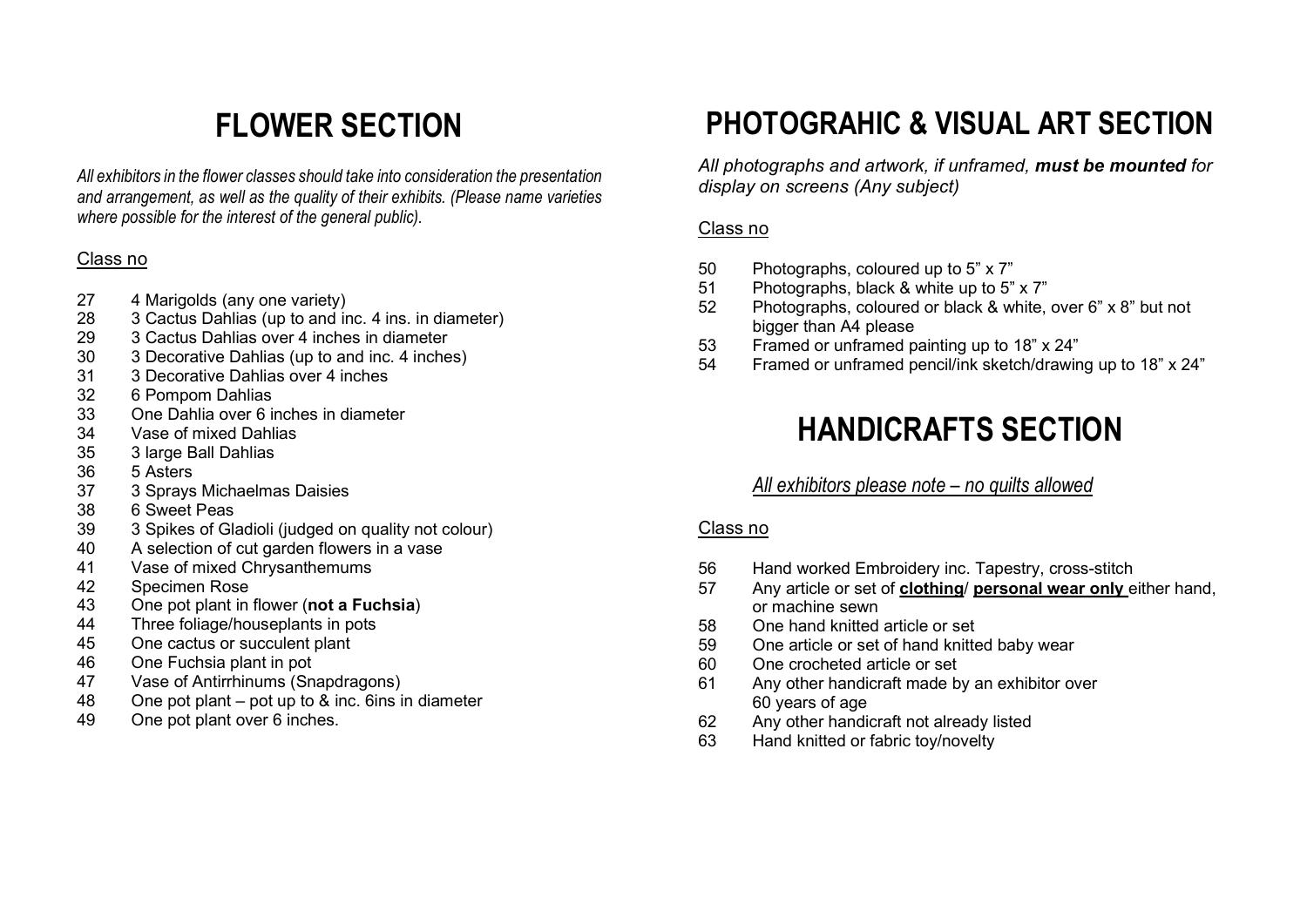# FLOWER SECTION

*All exhibitors in the flower classes should take into consideration the presentation and arrangement, as well as the quality of their exhibits. (Please name varieties where possible for the interest of the general public).*

Class no

27 4 Marigolds (any one variety)
28 3 Cactus Dahlias (up to and inc. 4 ins. in diameter)
29 3 Cactus Dahlias over 4 inches in diameter
30 3 Decorative Dahlias (up to and inc. 4 inches)
31 3 Decorative Dahlias over 4 inches
32 6 Pompom Dahlias
33 One Dahlia over 6 inches in diameter
34 Vase of mixed Dahlias
35 3 large Ball Dahlias
36 5 Asters
37 3 Sprays Michaelmas Daisies
38 6 Sweet Peas
39 3 Spikes of Gladioli (judged on quality not colour)
40 A selection of cut garden flowers in a vase
41 Vase of mixed Chrysanthemums
42 Specimen Rose
43 One pot plant in flower (**not a Fuchsia**)
44 Three foliage/houseplants in pots
45 One cactus or succulent plant
46 One Fuchsia plant in pot
47 Vase of Antirrhinums (Snapdragons)
48 One pot plant – pot up to & inc. 6ins in diameter
49 One pot plant over 6 inches.

# PHOTOGRAHIC & VISUAL ART SECTION

*All photographs and artwork, if unframed, **must be mounted** for display on screens (Any subject)*

Class no

50 Photographs, coloured up to 5" x 7"
51 Photographs, black & white up to 5" x 7"
52 Photographs, coloured or black & white, over 6" x 8" but not bigger than A4 please
53 Framed or unframed painting up to 18" x 24"
54 Framed or unframed pencil/ink sketch/drawing up to 18" x 24"

# HANDICRAFTS SECTION

*All exhibitors please note – no quilts allowed*

Class no

56 Hand worked Embroidery inc. Tapestry, cross-stitch
57 Any article or set of **clothing**/ **personal wear only** either hand, or machine sewn
58 One hand knitted article or set
59 One article or set of hand knitted baby wear
60 One crocheted article or set
61 Any other handicraft made by an exhibitor over 60 years of age
62 Any other handicraft not already listed
63 Hand knitted or fabric toy/novelty